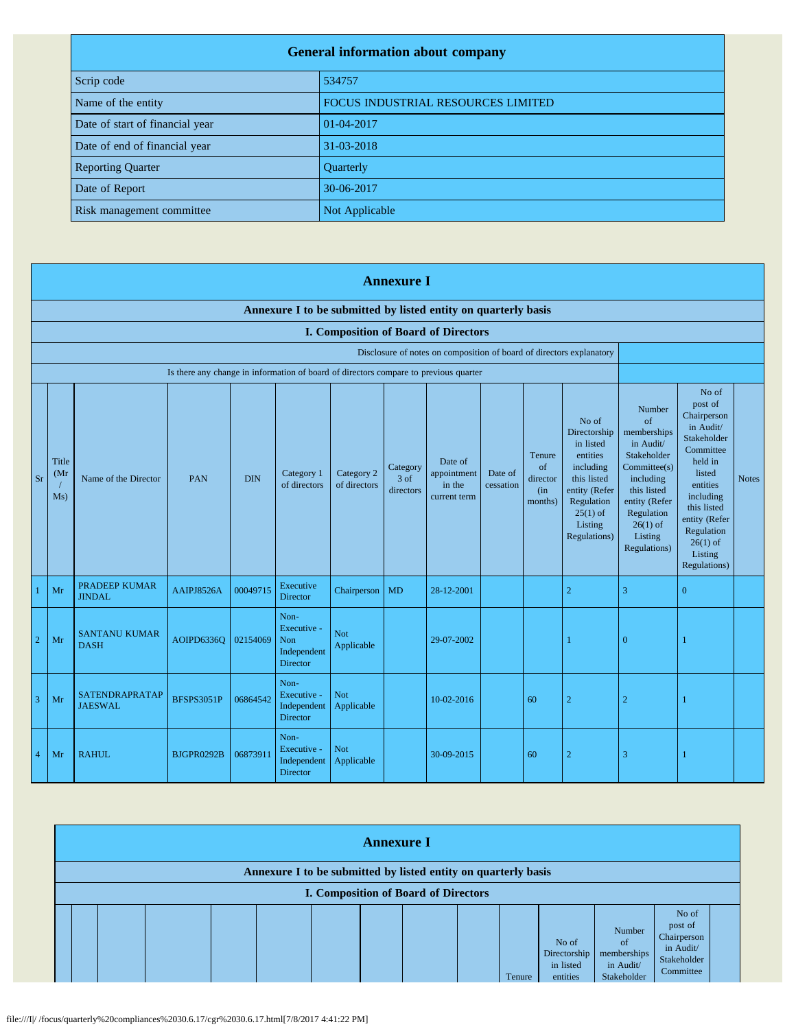| General information about company | |
|---|---|
| Scrip code | 534757 |
| Name of the entity | FOCUS INDUSTRIAL RESOURCES LIMITED |
| Date of start of financial year | 01-04-2017 |
| Date of end of financial year | 31-03-2018 |
| Reporting Quarter | Quarterly |
| Date of Report | 30-06-2017 |
| Risk management committee | Not Applicable |

# Annexure I

## Annexure I to be submitted by listed entity on quarterly basis

### I. Composition of Board of Directors

| Disclosure of notes on composition of board of directors explanatory | |
|---|---|
| Is there any change in information of board of directors compare to previous quarter | |

| Sr | Title (Mr / Ms) | Name of the Director | PAN | DIN | Category 1 of directors | Category 2 of directors | Category 3 of directors | Date of appointment in the current term | Date of cessation | Tenure of director (in months) | No of Directorship in listed entities including this listed entity (Refer Regulation 25(1) of Listing Regulations) | Number of memberships in Audit/ Stakeholder Committee(s) including this listed entity (Refer Regulation 26(1) of Listing Regulations) | No of post of Chairperson in Audit/ Stakeholder Committee held in listed entities including this listed entity (Refer Regulation 26(1) of Listing Regulations) | Notes |
|---|---|---|---|---|---|---|---|---|---|---|---|---|---|---|
| 1 | Mr | PRADEEP KUMAR JINDAL | AAIPJ8526A | 00049715 | Executive Director | Chairperson | MD | 28-12-2001 | | | 2 | 3 | 0 | |
| 2 | Mr | SANTANU KUMAR DASH | AOIPD6336Q | 02154069 | Non-Executive - Non Independent Director | Not Applicable | | 29-07-2002 | | | 1 | 0 | 1 | |
| 3 | Mr | SATENDRAPRATAP JAESWAL | BFSPS3051P | 06864542 | Non-Executive - Independent Director | Not Applicable | | 10-02-2016 | | 60 | 2 | 2 | 1 | |
| 4 | Mr | RAHUL | BJGPR0292B | 06873911 | Non-Executive - Independent Director | Not Applicable | | 30-09-2015 | | 60 | 2 | 3 | 1 | |

# Annexure I

## Annexure I to be submitted by listed entity on quarterly basis

### I. Composition of Board of Directors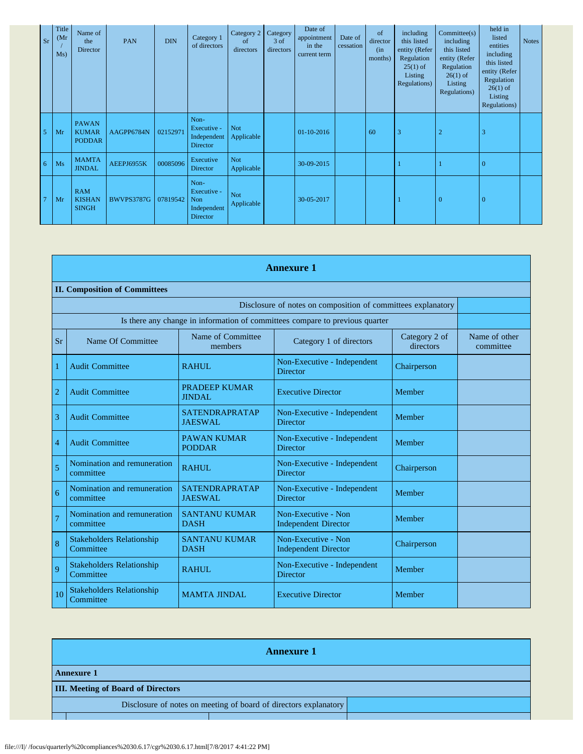| Sr | Title (Mr / Ms) | Name of the Director | PAN | DIN | Category 1 of directors | Category 2 of directors | Category 3 of directors | Date of appointment in the current term | Date of cessation | of director (in months) | including this listed entity (Refer Regulation 25(1) of Listing Regulations) | Committee(s) including this listed entity (Refer Regulation 26(1) of Listing Regulations) | held in listed entities including this listed entity (Refer Regulation 26(1) of Listing Regulations) | Notes |
|---|---|---|---|---|---|---|---|---|---|---|---|---|---|---|
| 5 | Mr | PAWAN KUMAR PODDAR | AAGPP6784N | 02152971 | Non-Executive - Independent Director | Not Applicable | | 01-10-2016 | | 60 | 3 | 2 | 3 | |
| 6 | Ms | MAMTA JINDAL | AEEPJ6955K | 00085096 | Executive Director | Not Applicable | | 30-09-2015 | | | 1 | 1 | 0 | |
| 7 | Mr | RAM KISHAN SINGH | BWVPS3787G | 07819542 | Non-Executive - Non Independent Director | Not Applicable | | 30-05-2017 | | | 1 | 0 | 0 | |

## Annexure 1

**II. Composition of Committees**

| Disclosure of notes on composition of committees explanatory | | | | | |
|---|---|---|---|---|---|
| Is there any change in information of committees compare to previous quarter | | | | | |
| Sr | Name Of Committee | Name of Committee members | Category 1 of directors | Category 2 of directors | Name of other committee |
| 1 | Audit Committee | RAHUL | Non-Executive - Independent Director | Chairperson | |
| 2 | Audit Committee | PRADEEP KUMAR JINDAL | Executive Director | Member | |
| 3 | Audit Committee | SATENDRAPRATAP JAESWAL | Non-Executive - Independent Director | Member | |
| 4 | Audit Committee | PAWAN KUMAR PODDAR | Non-Executive - Independent Director | Member | |
| 5 | Nomination and remuneration committee | RAHUL | Non-Executive - Independent Director | Chairperson | |
| 6 | Nomination and remuneration committee | SATENDRAPRATAP JAESWAL | Non-Executive - Independent Director | Member | |
| 7 | Nomination and remuneration committee | SANTANU KUMAR DASH | Non-Executive - Non Independent Director | Member | |
| 8 | Stakeholders Relationship Committee | SANTANU KUMAR DASH | Non-Executive - Non Independent Director | Chairperson | |
| 9 | Stakeholders Relationship Committee | RAHUL | Non-Executive - Independent Director | Member | |
| 10 | Stakeholders Relationship Committee | MAMTA JINDAL | Executive Director | Member | |

## Annexure 1

**Annexure 1**

**III. Meeting of Board of Directors**

| Disclosure of notes on meeting of board of directors explanatory | |
|---|---|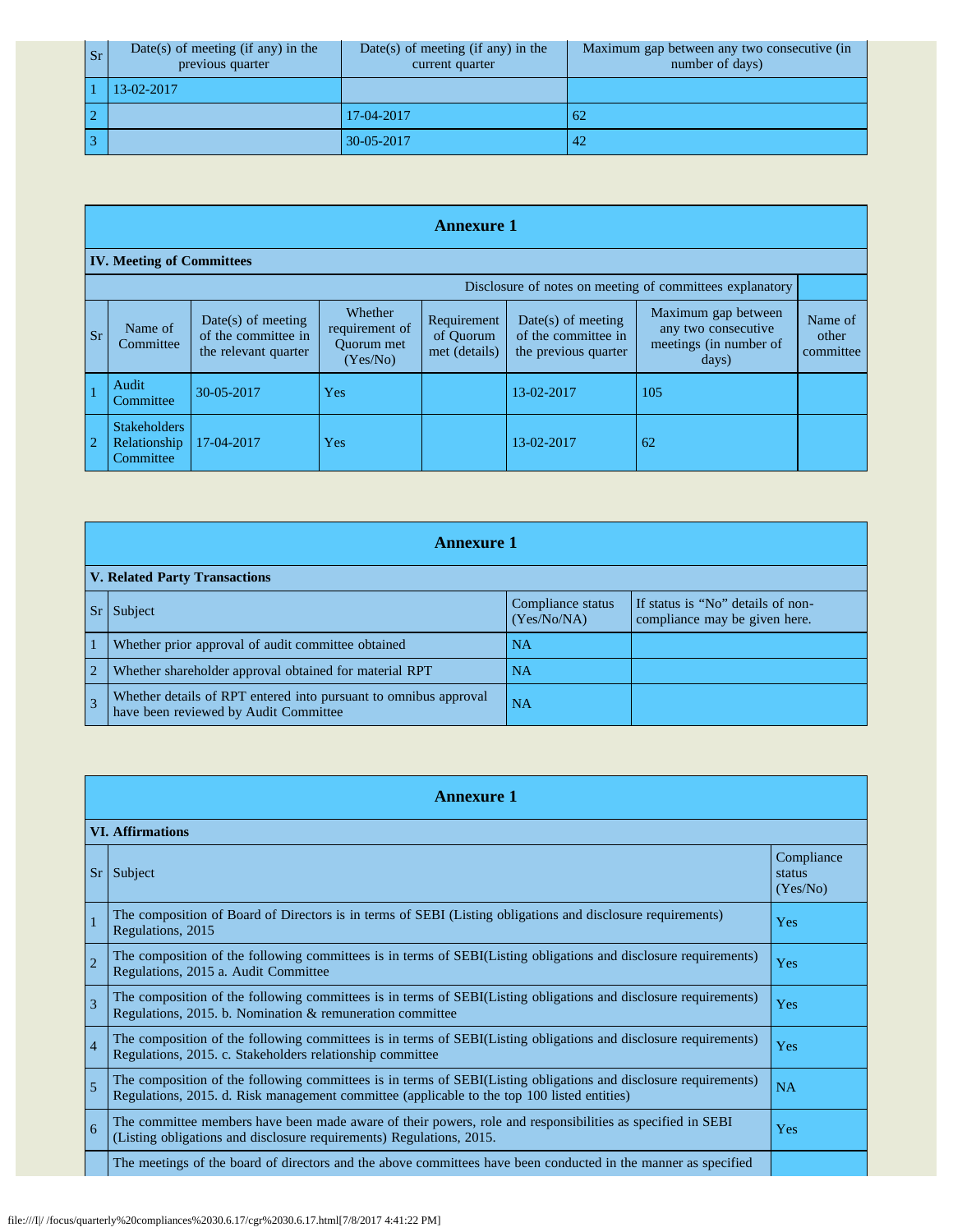| Sr | Date(s) of meeting (if any) in the previous quarter | Date(s) of meeting (if any) in the current quarter | Maximum gap between any two consecutive (in number of days) |
|---|---|---|---|
| 1 | 13-02-2017 | | |
| 2 | | 17-04-2017 | 62 |
| 3 | | 30-05-2017 | 42 |

## Annexure 1

### IV. Meeting of Committees

Disclosure of notes on meeting of committees explanatory

| Sr | Name of Committee | Date(s) of meeting of the committee in the relevant quarter | Whether requirement of Quorum met (Yes/No) | Requirement of Quorum met (details) | Date(s) of meeting of the committee in the previous quarter | Maximum gap between any two consecutive meetings (in number of days) | Name of other committee |
|---|---|---|---|---|---|---|---|
| 1 | Audit Committee | 30-05-2017 | Yes | | 13-02-2017 | 105 | |
| 2 | Stakeholders Relationship Committee | 17-04-2017 | Yes | | 13-02-2017 | 62 | |

## Annexure 1

### V. Related Party Transactions

| Sr | Subject | Compliance status (Yes/No/NA) | If status is “No” details of non-compliance may be given here. |
|---|---|---|---|
| 1 | Whether prior approval of audit committee obtained | NA | |
| 2 | Whether shareholder approval obtained for material RPT | NA | |
| 3 | Whether details of RPT entered into pursuant to omnibus approval have been reviewed by Audit Committee | NA | |

## Annexure 1

### VI. Affirmations

| Sr | Subject | Compliance status (Yes/No) |
|---|---|---|
| 1 | The composition of Board of Directors is in terms of SEBI (Listing obligations and disclosure requirements) Regulations, 2015 | Yes |
| 2 | The composition of the following committees is in terms of SEBI(Listing obligations and disclosure requirements) Regulations, 2015 a. Audit Committee | Yes |
| 3 | The composition of the following committees is in terms of SEBI(Listing obligations and disclosure requirements) Regulations, 2015. b. Nomination & remuneration committee | Yes |
| 4 | The composition of the following committees is in terms of SEBI(Listing obligations and disclosure requirements) Regulations, 2015. c. Stakeholders relationship committee | Yes |
| 5 | The composition of the following committees is in terms of SEBI(Listing obligations and disclosure requirements) Regulations, 2015. d. Risk management committee (applicable to the top 100 listed entities) | NA |
| 6 | The committee members have been made aware of their powers, role and responsibilities as specified in SEBI (Listing obligations and disclosure requirements) Regulations, 2015. | Yes |
| | The meetings of the board of directors and the above committees have been conducted in the manner as specified | |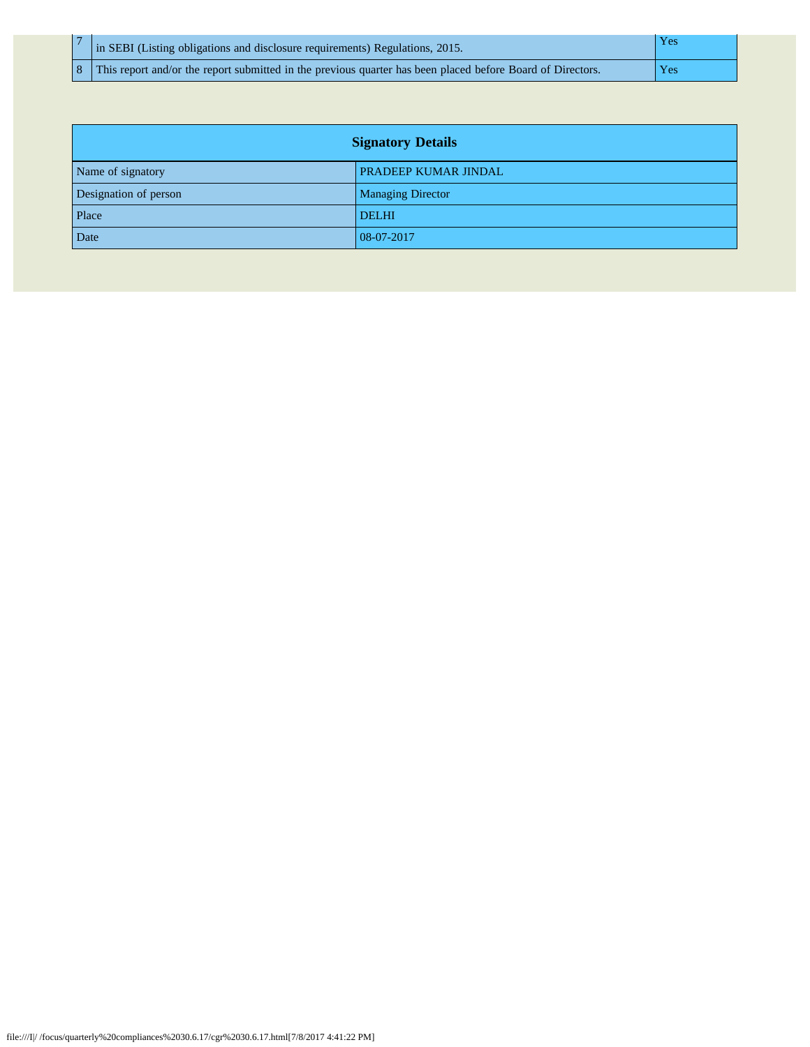| | | |
|---|---|---|
| 7 | in SEBI (Listing obligations and disclosure requirements) Regulations, 2015. | Yes |
| 8 | This report and/or the report submitted in the previous quarter has been placed before Board of Directors. | Yes |

| Signatory Details | |
|---|---|
| Name of signatory | PRADEEP KUMAR JINDAL |
| Designation of person | Managing Director |
| Place | DELHI |
| Date | 08-07-2017 |